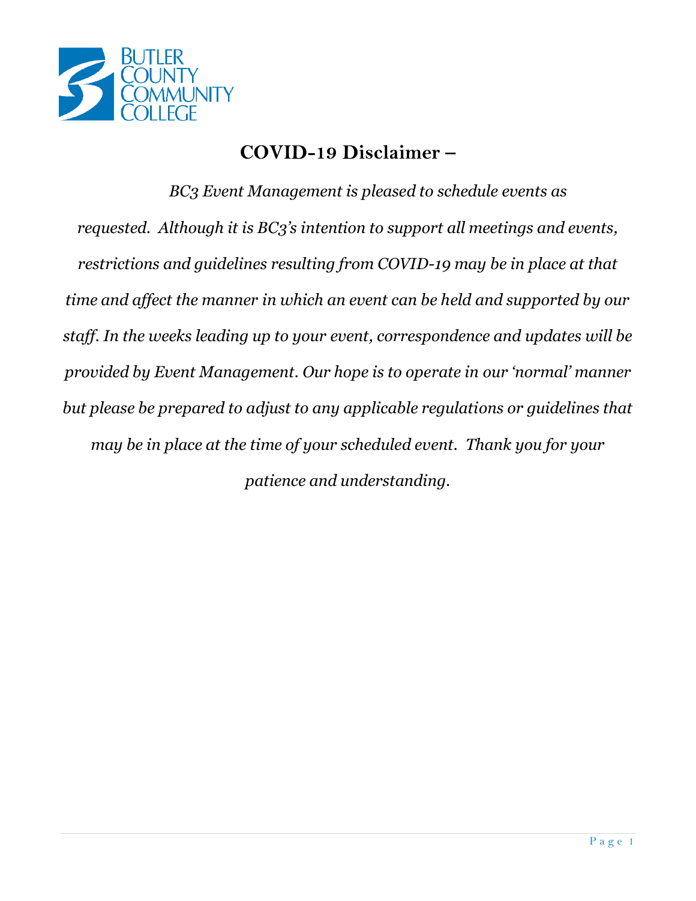BUTLER COUNTY COMMUNITY COLLEGE

## COVID-19 Disclaimer –

*BC3 Event Management is pleased to schedule events as requested. Although it is BC3's intention to support all meetings and events, restrictions and guidelines resulting from COVID-19 may be in place at that time and affect the manner in which an event can be held and supported by our staff. In the weeks leading up to your event, correspondence and updates will be provided by Event Management. Our hope is to operate in our 'normal' manner but please be prepared to adjust to any applicable regulations or guidelines that may be in place at the time of your scheduled event. Thank you for your patience and understanding.*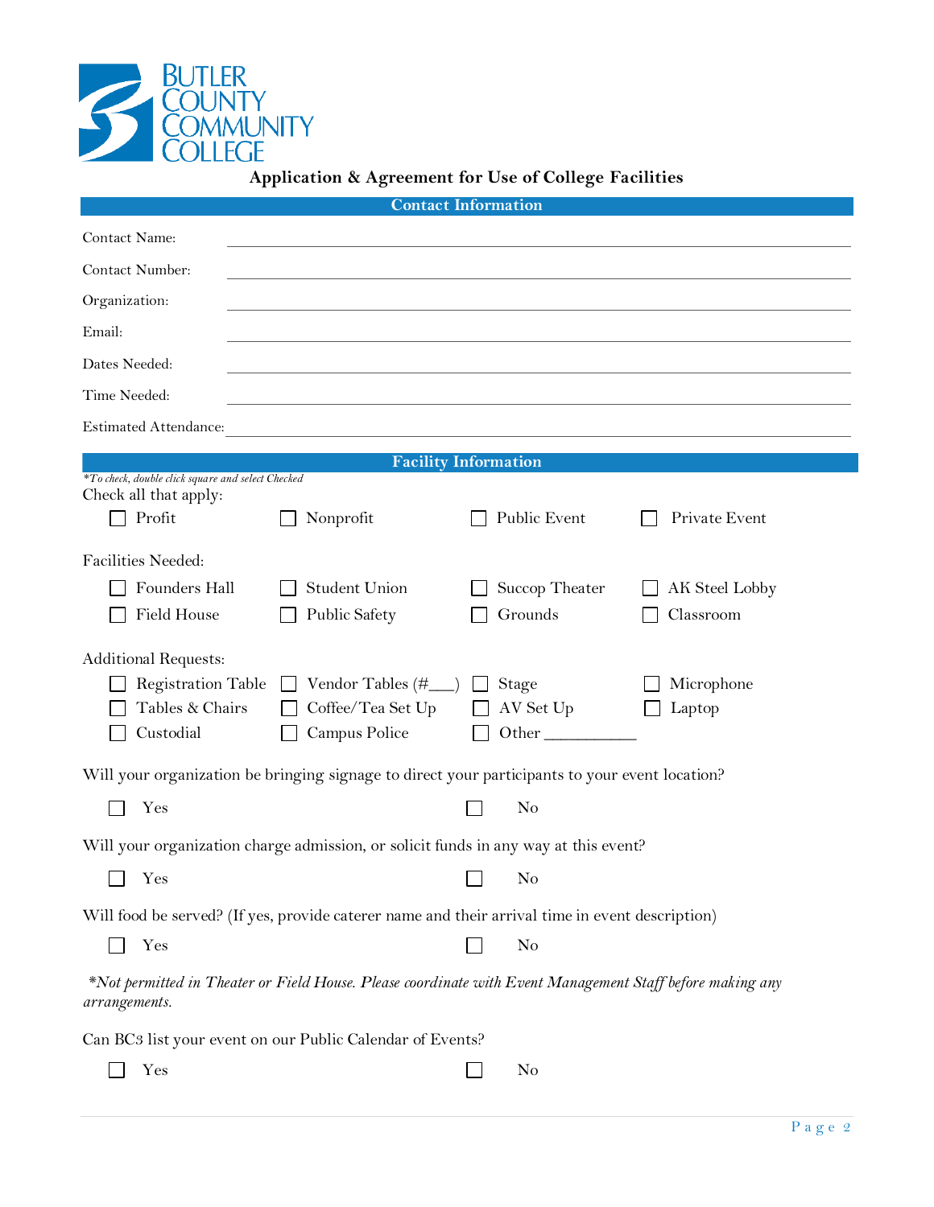BUTLER COUNTY COMMUNITY COLLEGE

# Application & Agreement for Use of College Facilities

## Contact Information

Contact Name: ______________________________

Contact Number: ______________________________

Organization: ______________________________

Email: ______________________________

Dates Needed: ______________________________

Time Needed: ______________________________

Estimated Attendance: ______________________________

## Facility Information

*\*To check, double click square and select Checked*

Check all that apply:

☐ Profit ☐ Nonprofit ☐ Public Event ☐ Private Event

Facilities Needed:

☐ Founders Hall ☐ Student Union ☐ Succop Theater ☐ AK Steel Lobby

☐ Field House ☐ Public Safety ☐ Grounds ☐ Classroom

Additional Requests:

☐ Registration Table ☐ Vendor Tables (#___) ☐ Stage ☐ Microphone

☐ Tables & Chairs ☐ Coffee/Tea Set Up ☐ AV Set Up ☐ Laptop

☐ Custodial ☐ Campus Police ☐ Other ___________

Will your organization be bringing signage to direct your participants to your event location?

☐ Yes ☐ No

Will your organization charge admission, or solicit funds in any way at this event?

☐ Yes ☐ No

Will food be served? (If yes, provide caterer name and their arrival time in event description)

☐ Yes ☐ No

*\*Not permitted in Theater or Field House. Please coordinate with Event Management Staff before making any arrangements.*

Can BC3 list your event on our Public Calendar of Events?

☐ Yes ☐ No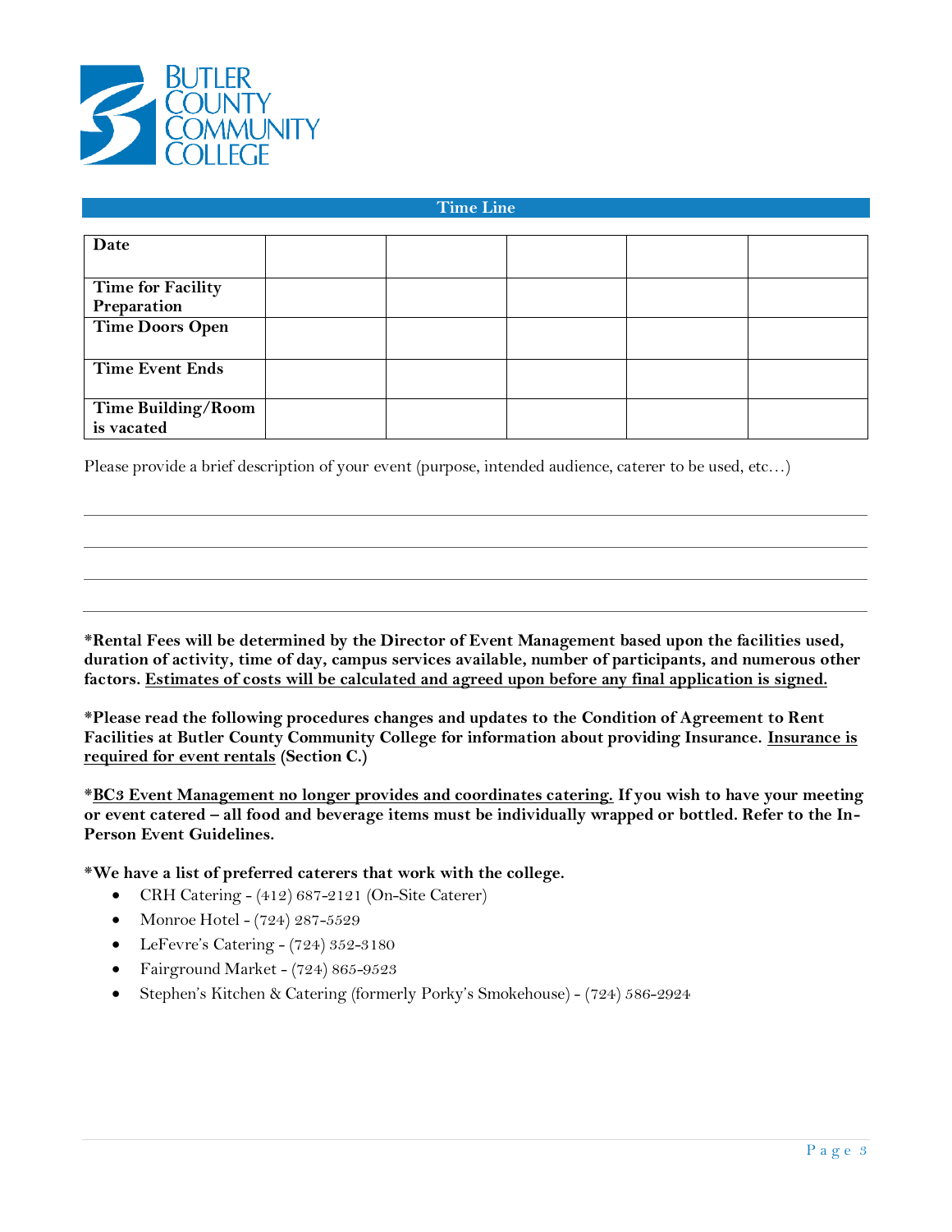BUTLER COUNTY COMMUNITY COLLEGE

## Time Line

| Date | | | | | |
|---|---|---|---|---|---|
| Time for Facility Preparation | | | | | |
| Time Doors Open | | | | | |
| Time Event Ends | | | | | |
| Time Building/Room is vacated | | | | | |

Please provide a brief description of your event (purpose, intended audience, caterer to be used, etc…)

______________________________________________________________________________

______________________________________________________________________________

______________________________________________________________________________

______________________________________________________________________________

**\*Rental Fees will be determined by the Director of Event Management based upon the facilities used, duration of activity, time of day, campus services available, number of participants, and numerous other factors. <u>Estimates of costs will be calculated and agreed upon before any final application is signed.</u>**

**\*Please read the following procedures changes and updates to the Condition of Agreement to Rent Facilities at Butler County Community College for information about providing Insurance. <u>Insurance is required for event rentals</u> (Section C.)**

**\*<u>BC3 Event Management no longer provides and coordinates catering.</u> If you wish to have your meeting or event catered – all food and beverage items must be individually wrapped or bottled. Refer to the In-Person Event Guidelines.**

**\*We have a list of preferred caterers that work with the college.**

- CRH Catering - (412) 687-2121 (On-Site Caterer)
- Monroe Hotel - (724) 287-5529
- LeFevre's Catering - (724) 352-3180
- Fairground Market - (724) 865-9523
- Stephen's Kitchen & Catering (formerly Porky's Smokehouse) - (724) 586-2924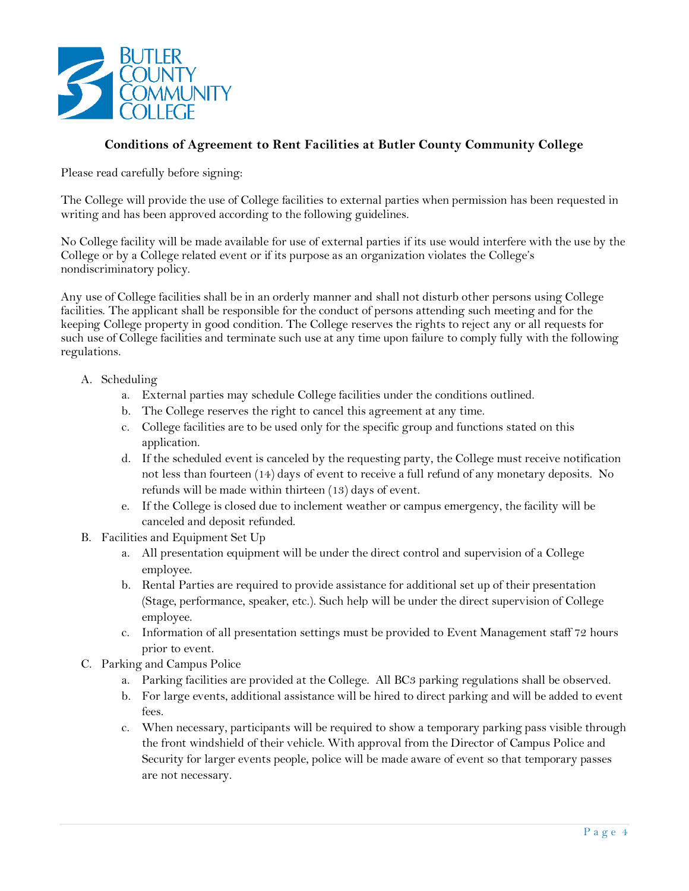## Conditions of Agreement to Rent Facilities at Butler County Community College

Please read carefully before signing:

The College will provide the use of College facilities to external parties when permission has been requested in writing and has been approved according to the following guidelines.

No College facility will be made available for use of external parties if its use would interfere with the use by the College or by a College related event or if its purpose as an organization violates the College's nondiscriminatory policy.

Any use of College facilities shall be in an orderly manner and shall not disturb other persons using College facilities. The applicant shall be responsible for the conduct of persons attending such meeting and for the keeping College property in good condition. The College reserves the rights to reject any or all requests for such use of College facilities and terminate such use at any time upon failure to comply fully with the following regulations.

A. Scheduling
   a. External parties may schedule College facilities under the conditions outlined.
   b. The College reserves the right to cancel this agreement at any time.
   c. College facilities are to be used only for the specific group and functions stated on this application.
   d. If the scheduled event is canceled by the requesting party, the College must receive notification not less than fourteen (14) days of event to receive a full refund of any monetary deposits. No refunds will be made within thirteen (13) days of event.
   e. If the College is closed due to inclement weather or campus emergency, the facility will be canceled and deposit refunded.
B. Facilities and Equipment Set Up
   a. All presentation equipment will be under the direct control and supervision of a College employee.
   b. Rental Parties are required to provide assistance for additional set up of their presentation (Stage, performance, speaker, etc.). Such help will be under the direct supervision of College employee.
   c. Information of all presentation settings must be provided to Event Management staff 72 hours prior to event.
C. Parking and Campus Police
   a. Parking facilities are provided at the College. All BC3 parking regulations shall be observed.
   b. For large events, additional assistance will be hired to direct parking and will be added to event fees.
   c. When necessary, participants will be required to show a temporary parking pass visible through the front windshield of their vehicle. With approval from the Director of Campus Police and Security for larger events people, police will be made aware of event so that temporary passes are not necessary.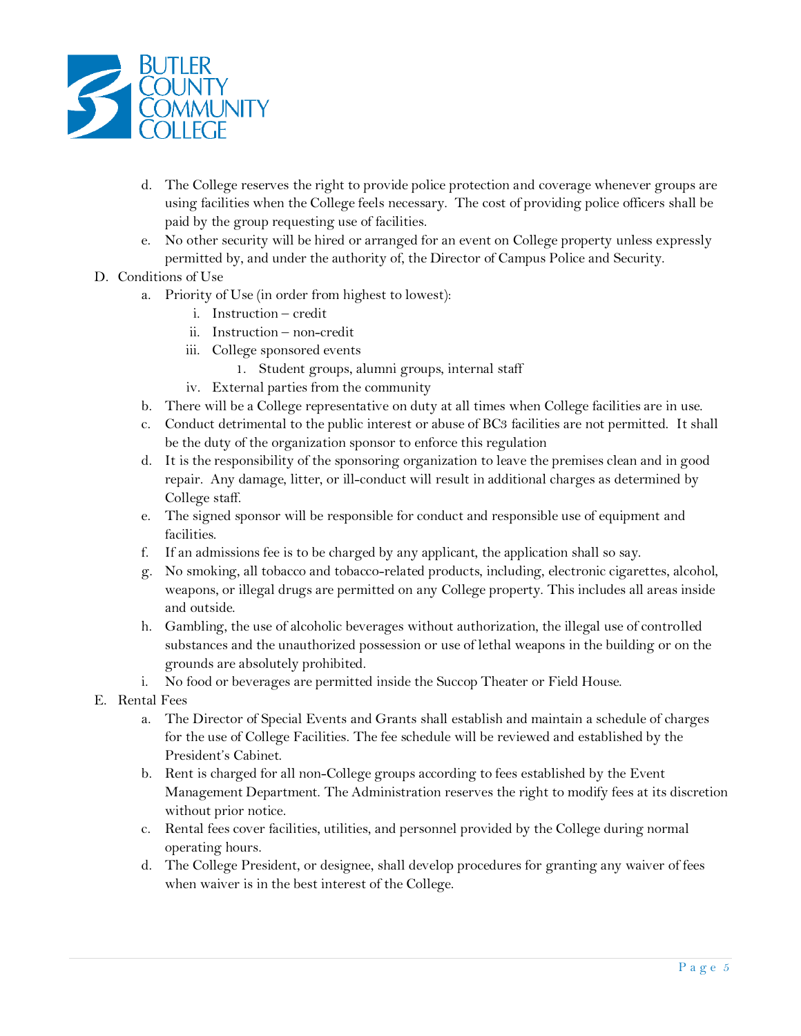d. The College reserves the right to provide police protection and coverage whenever groups are using facilities when the College feels necessary. The cost of providing police officers shall be paid by the group requesting use of facilities.
   e. No other security will be hired or arranged for an event on College property unless expressly permitted by, and under the authority of, the Director of Campus Police and Security.

D. Conditions of Use
   a. Priority of Use (in order from highest to lowest):
      i. Instruction – credit
      ii. Instruction – non-credit
      iii. College sponsored events
         1. Student groups, alumni groups, internal staff
      iv. External parties from the community
   b. There will be a College representative on duty at all times when College facilities are in use.
   c. Conduct detrimental to the public interest or abuse of BC3 facilities are not permitted. It shall be the duty of the organization sponsor to enforce this regulation
   d. It is the responsibility of the sponsoring organization to leave the premises clean and in good repair. Any damage, litter, or ill-conduct will result in additional charges as determined by College staff.
   e. The signed sponsor will be responsible for conduct and responsible use of equipment and facilities.
   f. If an admissions fee is to be charged by any applicant, the application shall so say.
   g. No smoking, all tobacco and tobacco-related products, including, electronic cigarettes, alcohol, weapons, or illegal drugs are permitted on any College property. This includes all areas inside and outside.
   h. Gambling, the use of alcoholic beverages without authorization, the illegal use of controlled substances and the unauthorized possession or use of lethal weapons in the building or on the grounds are absolutely prohibited.
   i. No food or beverages are permitted inside the Succop Theater or Field House.

E. Rental Fees
   a. The Director of Special Events and Grants shall establish and maintain a schedule of charges for the use of College Facilities. The fee schedule will be reviewed and established by the President's Cabinet.
   b. Rent is charged for all non-College groups according to fees established by the Event Management Department. The Administration reserves the right to modify fees at its discretion without prior notice.
   c. Rental fees cover facilities, utilities, and personnel provided by the College during normal operating hours.
   d. The College President, or designee, shall develop procedures for granting any waiver of fees when waiver is in the best interest of the College.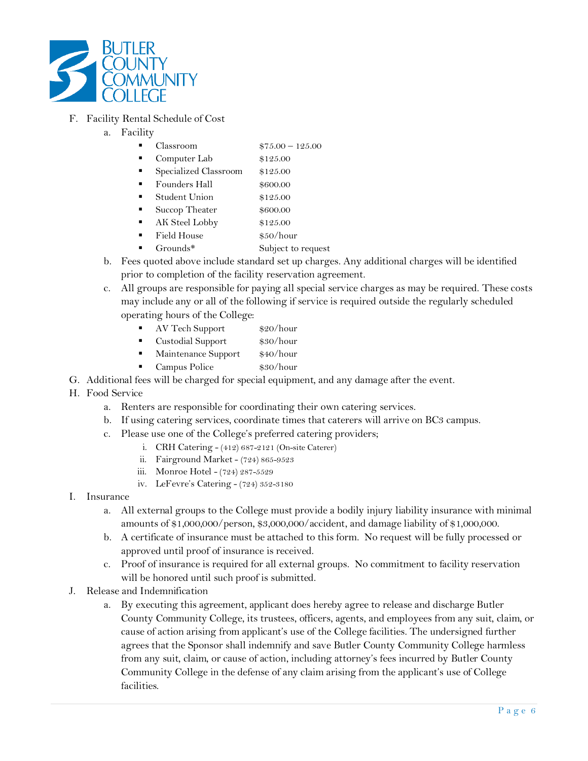F. Facility Rental Schedule of Cost

   a. Facility

      - Classroom $75.00 – 125.00
      - Computer Lab $125.00
      - Specialized Classroom $125.00
      - Founders Hall $600.00
      - Student Union $125.00
      - Succop Theater $600.00
      - AK Steel Lobby $125.00
      - Field House $50/hour
      - Grounds* Subject to request

   b. Fees quoted above include standard set up charges. Any additional charges will be identified prior to completion of the facility reservation agreement.

   c. All groups are responsible for paying all special service charges as may be required. These costs may include any or all of the following if service is required outside the regularly scheduled operating hours of the College:

      - AV Tech Support $20/hour
      - Custodial Support $30/hour
      - Maintenance Support $40/hour
      - Campus Police $30/hour

G. Additional fees will be charged for special equipment, and any damage after the event.

H. Food Service

   a. Renters are responsible for coordinating their own catering services.

   b. If using catering services, coordinate times that caterers will arrive on BC3 campus.

   c. Please use one of the College's preferred catering providers;

      i. CRH Catering - (412) 687-2121 (On-site Caterer)
      ii. Fairground Market - (724) 865-9523
      iii. Monroe Hotel - (724) 287-5529
      iv. LeFevre's Catering - (724) 352-3180

I. Insurance

   a. All external groups to the College must provide a bodily injury liability insurance with minimal amounts of $1,000,000/person, $3,000,000/accident, and damage liability of $1,000,000.

   b. A certificate of insurance must be attached to this form. No request will be fully processed or approved until proof of insurance is received.

   c. Proof of insurance is required for all external groups. No commitment to facility reservation will be honored until such proof is submitted.

J. Release and Indemnification

   a. By executing this agreement, applicant does hereby agree to release and discharge Butler County Community College, its trustees, officers, agents, and employees from any suit, claim, or cause of action arising from applicant's use of the College facilities. The undersigned further agrees that the Sponsor shall indemnify and save Butler County Community College harmless from any suit, claim, or cause of action, including attorney's fees incurred by Butler County Community College in the defense of any claim arising from the applicant's use of College facilities.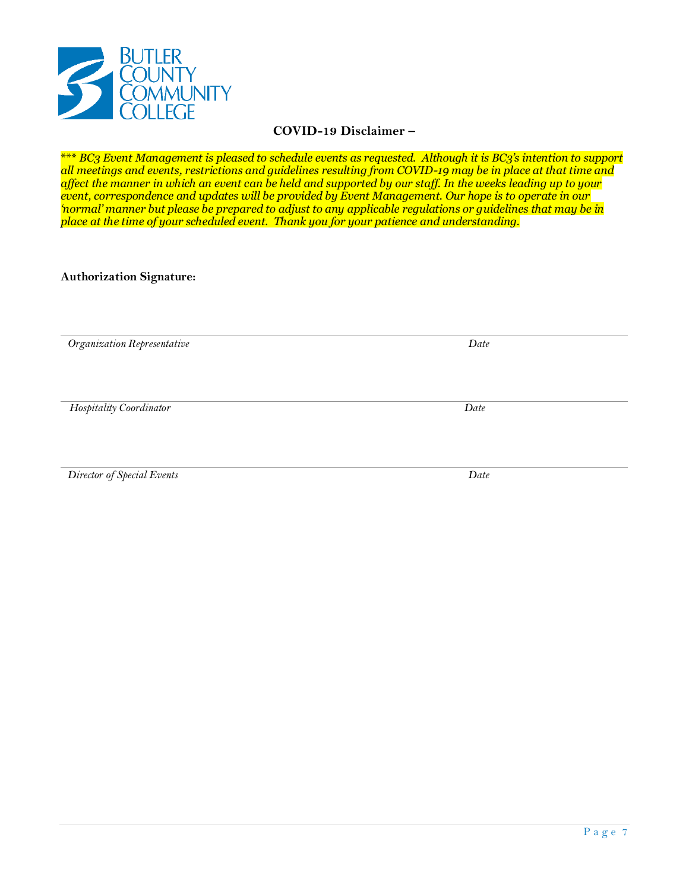BUTLER COUNTY COMMUNITY COLLEGE

**COVID-19 Disclaimer –**

*\*\*\* BC3 Event Management is pleased to schedule events as requested. Although it is BC3's intention to support all meetings and events, restrictions and guidelines resulting from COVID-19 may be in place at that time and affect the manner in which an event can be held and supported by our staff. In the weeks leading up to your event, correspondence and updates will be provided by Event Management. Our hope is to operate in our 'normal' manner but please be prepared to adjust to any applicable regulations or guidelines that may be in place at the time of your scheduled event. Thank you for your patience and understanding.*

**Authorization Signature:**

___________________________________________________________________

*Organization Representative* *Date*

___________________________________________________________________

*Hospitality Coordinator* *Date*

___________________________________________________________________

*Director of Special Events* *Date*